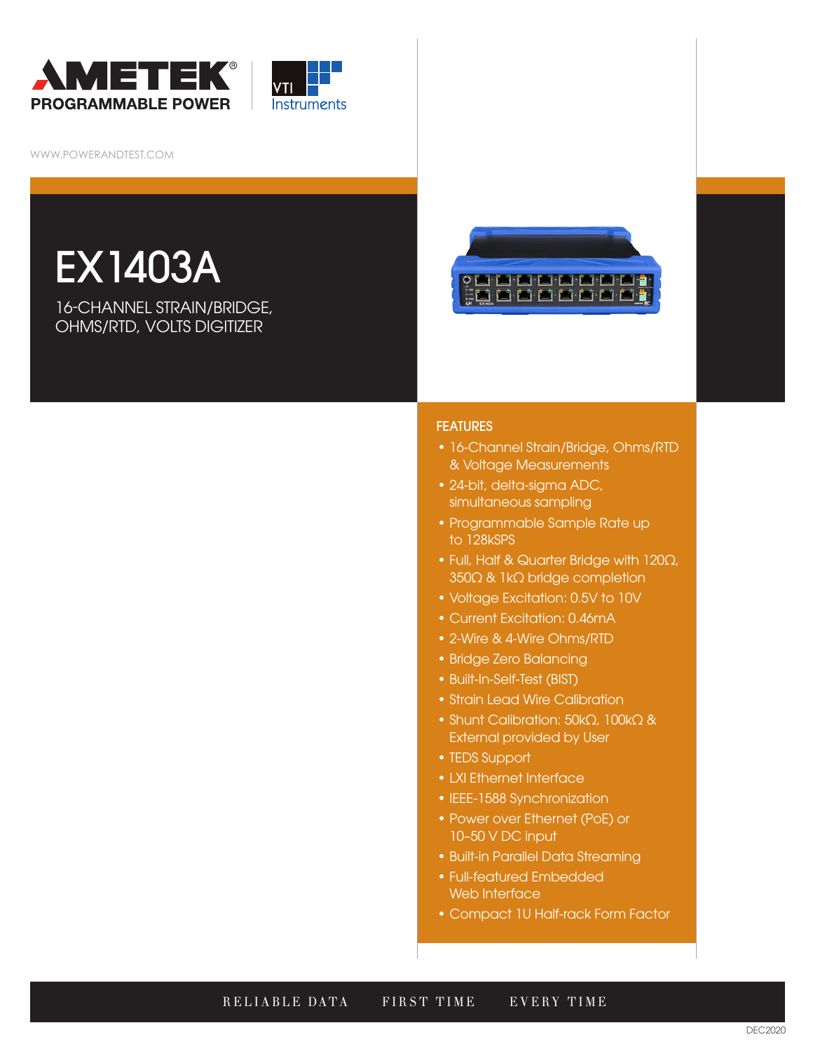AMETEK PROGRAMMABLE POWER

VTI Instruments

WWW.POWERANDTEST.COM

# EX1403A

16-CHANNEL STRAIN/BRIDGE, OHMS/RTD, VOLTS DIGITIZER

## FEATURES

- 16-Channel Strain/Bridge, Ohms/RTD & Voltage Measurements
- 24-bit, delta-sigma ADC, simultaneous sampling
- Programmable Sample Rate up to 128kSPS
- Full, Half & Quarter Bridge with 120Ω, 350Ω & 1kΩ bridge completion
- Voltage Excitation: 0.5V to 10V
- Current Excitation: 0.46mA
- 2-Wire & 4-Wire Ohms/RTD
- Bridge Zero Balancing
- Built-In-Self-Test (BIST)
- Strain Lead Wire Calibration
- Shunt Calibration: 50kΩ, 100kΩ & External provided by User
- TEDS Support
- LXI Ethernet Interface
- IEEE-1588 Synchronization
- Power over Ethernet (PoE) or 10–50 V DC input
- Built-in Parallel Data Streaming
- Full-featured Embedded Web Interface
- Compact 1U Half-rack Form Factor

RELIABLE DATA FIRST TIME EVERY TIME

DEC2020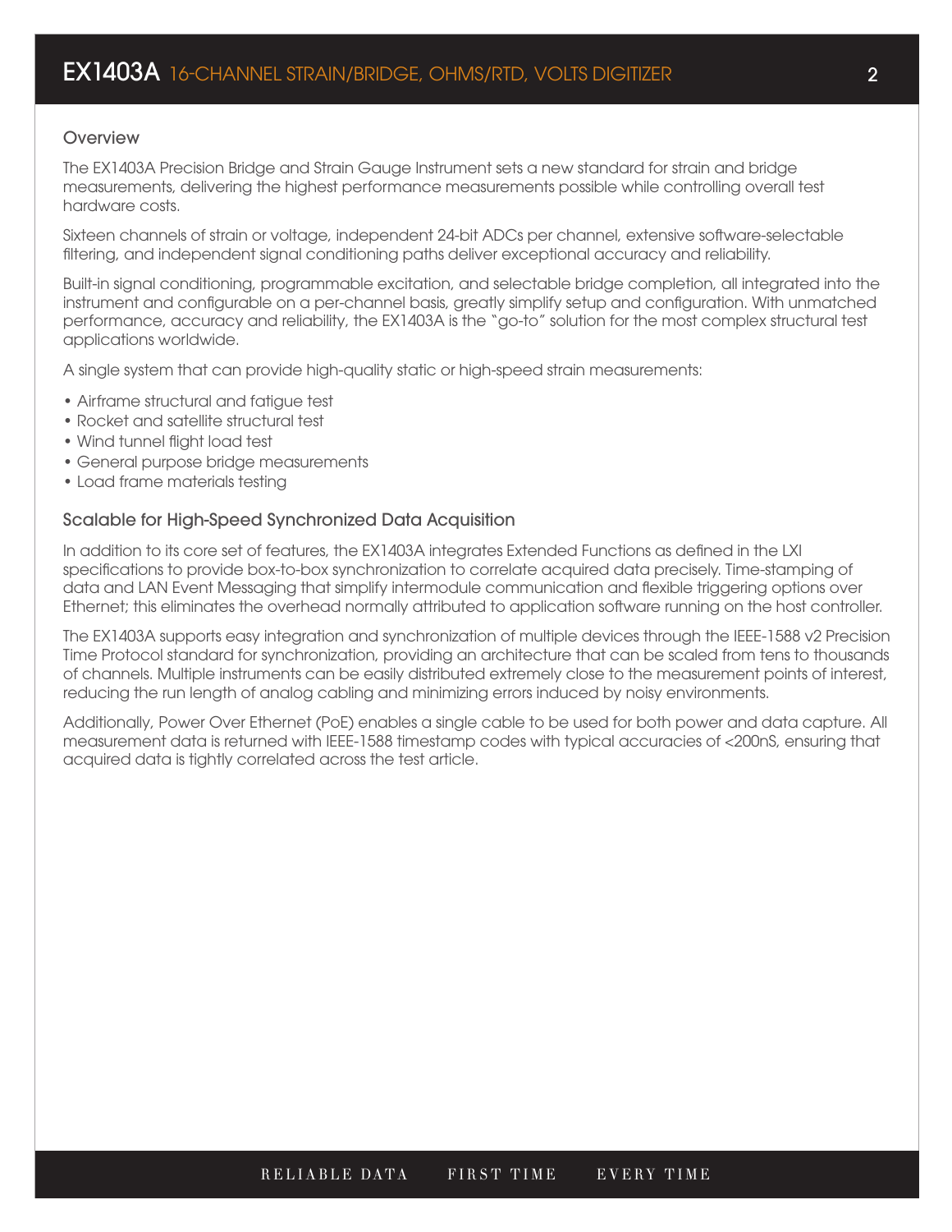## Overview

The EX1403A Precision Bridge and Strain Gauge Instrument sets a new standard for strain and bridge measurements, delivering the highest performance measurements possible while controlling overall test hardware costs.

Sixteen channels of strain or voltage, independent 24-bit ADCs per channel, extensive software-selectable filtering, and independent signal conditioning paths deliver exceptional accuracy and reliability.

Built-in signal conditioning, programmable excitation, and selectable bridge completion, all integrated into the instrument and configurable on a per-channel basis, greatly simplify setup and configuration. With unmatched performance, accuracy and reliability, the EX1403A is the "go-to" solution for the most complex structural test applications worldwide.

A single system that can provide high-quality static or high-speed strain measurements:

- Airframe structural and fatigue test
- Rocket and satellite structural test
- Wind tunnel flight load test
- General purpose bridge measurements
- Load frame materials testing

## Scalable for High-Speed Synchronized Data Acquisition

In addition to its core set of features, the EX1403A integrates Extended Functions as defined in the LXI specifications to provide box-to-box synchronization to correlate acquired data precisely. Time-stamping of data and LAN Event Messaging that simplify intermodule communication and flexible triggering options over Ethernet; this eliminates the overhead normally attributed to application software running on the host controller.

The EX1403A supports easy integration and synchronization of multiple devices through the IEEE-1588 v2 Precision Time Protocol standard for synchronization, providing an architecture that can be scaled from tens to thousands of channels. Multiple instruments can be easily distributed extremely close to the measurement points of interest, reducing the run length of analog cabling and minimizing errors induced by noisy environments.

Additionally, Power Over Ethernet (PoE) enables a single cable to be used for both power and data capture. All measurement data is returned with IEEE-1588 timestamp codes with typical accuracies of <200nS, ensuring that acquired data is tightly correlated across the test article.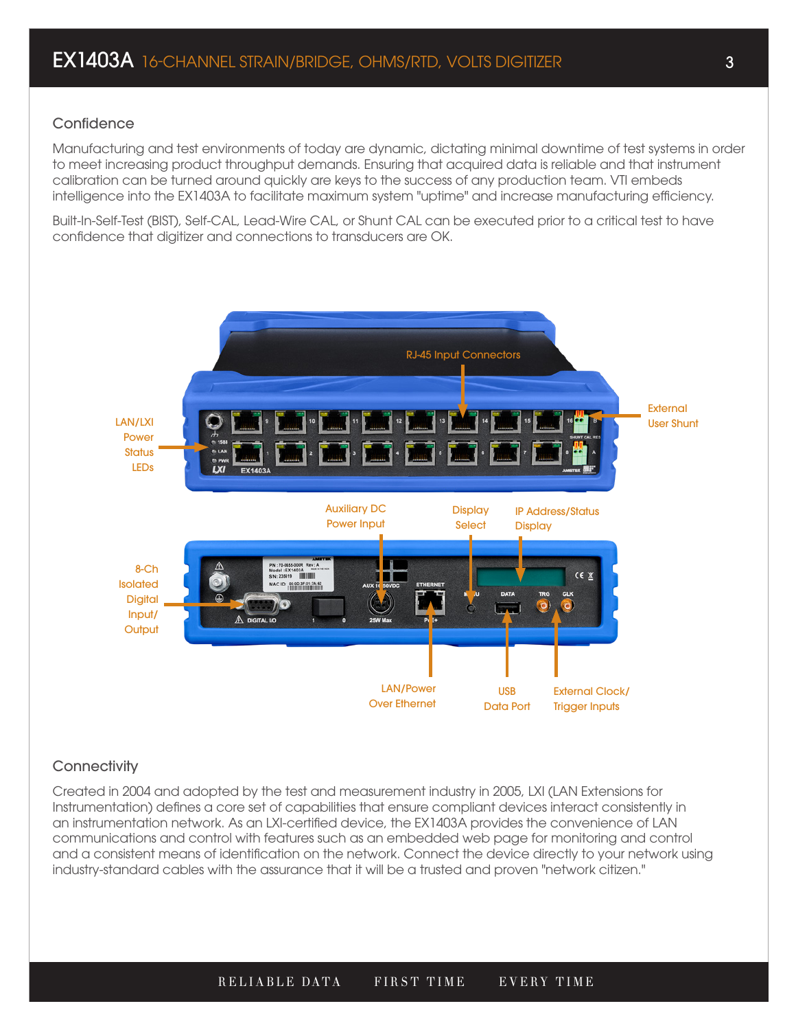## Confidence

Manufacturing and test environments of today are dynamic, dictating minimal downtime of test systems in order to meet increasing product throughput demands. Ensuring that acquired data is reliable and that instrument calibration can be turned around quickly are keys to the success of any production team. VTI embeds intelligence into the EX1403A to facilitate maximum system "uptime" and increase manufacturing efficiency.

Built-In-Self-Test (BIST), Self-CAL, Lead-Wire CAL, or Shunt CAL can be executed prior to a critical test to have confidence that digitizer and connections to transducers are OK.

## Connectivity

Created in 2004 and adopted by the test and measurement industry in 2005, LXI (LAN Extensions for Instrumentation) defines a core set of capabilities that ensure compliant devices interact consistently in an instrumentation network. As an LXI-certified device, the EX1403A provides the convenience of LAN communications and control with features such as an embedded web page for monitoring and control and a consistent means of identification on the network. Connect the device directly to your network using industry-standard cables with the assurance that it will be a trusted and proven "network citizen."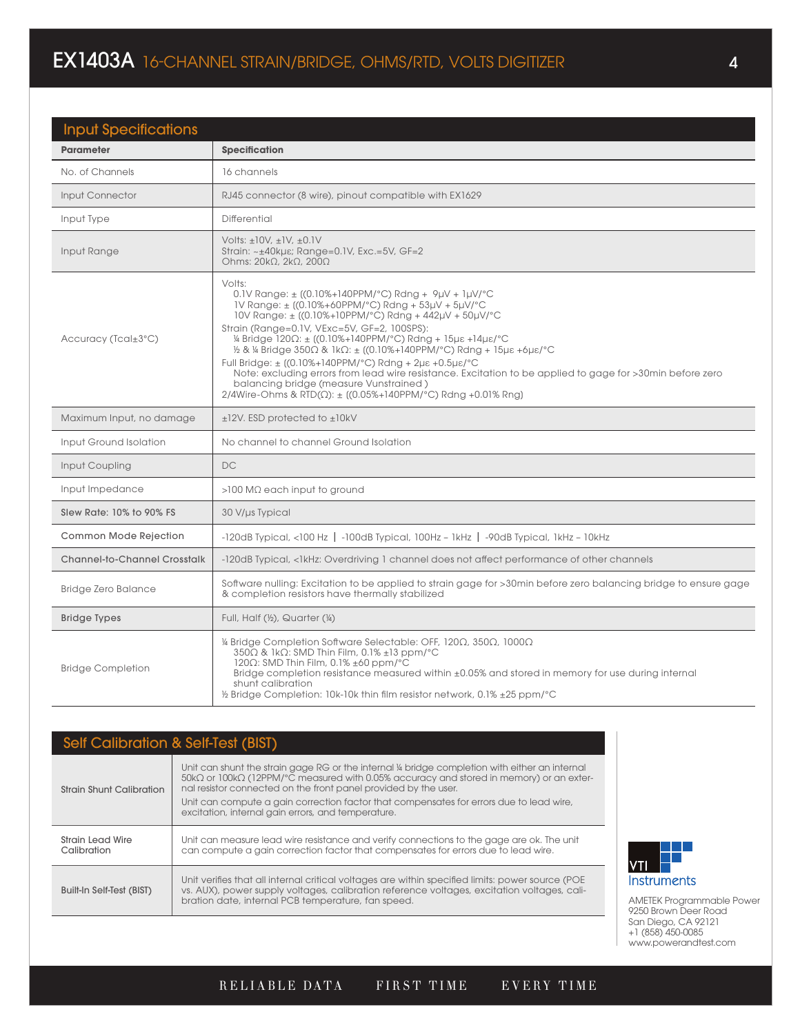## Input Specifications

| Parameter | Specification |
|---|---|
| No. of Channels | 16 channels |
| Input Connector | RJ45 connector (8 wire), pinout compatible with EX1629 |
| Input Type | Differential |
| Input Range | Volts: ±10V, ±1V, ±0.1V<br>Strain: ~±40kμε; Range=0.1V, Exc.=5V, GF=2<br>Ohms: 20kΩ, 2kΩ, 200Ω |
| Accuracy (Tcal±3°C) | Volts:<br>0.1V Range: ± ((0.10%+140PPM/°C) Rdng + 9μV + 1μV/°C<br>1V Range: ± ((0.10%+60PPM/°C) Rdng + 53μV + 5μV/°C<br>10V Range: ± ((0.10%+10PPM/°C) Rdng + 442μV + 50μV/°C<br>Strain (Range=0.1V, VExc=5V, GF=2, 100SPS):<br>¼ Bridge 120Ω: ± ((0.10%+140PPM/°C) Rdng + 15με +14με/°C<br>½ & ¼ Bridge 350Ω & 1kΩ: ± ((0.10%+140PPM/°C) Rdng + 15με +6με/°C<br>Full Bridge: ± ((0.10%+140PPM/°C) Rdng + 2με +0.5με/°C<br>Note: excluding errors from lead wire resistance. Excitation to be applied to gage for >30min before zero balancing bridge (measure Vunstrained )<br>2/4Wire-Ohms & RTD(Ω): ± ((0.05%+140PPM/°C) Rdng +0.01% Rng) |
| Maximum Input, no damage | ±12V. ESD protected to ±10kV |
| Input Ground Isolation | No channel to channel Ground Isolation |
| Input Coupling | DC |
| Input Impedance | >100 MΩ each input to ground |
| Slew Rate: 10% to 90% FS | 30 V/μs Typical |
| Common Mode Rejection | -120dB Typical, <100 Hz \| -100dB Typical, 100Hz – 1kHz \| -90dB Typical, 1kHz – 10kHz |
| Channel-to-Channel Crosstalk | -120dB Typical, <1kHz: Overdriving 1 channel does not affect performance of other channels |
| Bridge Zero Balance | Software nulling: Excitation to be applied to strain gage for >30min before zero balancing bridge to ensure gage & completion resistors have thermally stabilized |
| Bridge Types | Full, Half (½), Quarter (¼) |
| Bridge Completion | ¼ Bridge Completion Software Selectable: OFF, 120Ω, 350Ω, 1000Ω<br>350Ω & 1kΩ: SMD Thin Film, 0.1% ±13 ppm/°C<br>120Ω: SMD Thin Film, 0.1% ±60 ppm/°C<br>Bridge completion resistance measured within ±0.05% and stored in memory for use during internal shunt calibration<br>½ Bridge Completion: 10k-10k thin film resistor network, 0.1% ±25 ppm/°C |

## Self Calibration & Self-Test (BIST)

| | |
|---|---|
| Strain Shunt Calibration | Unit can shunt the strain gage RG or the internal ¼ bridge completion with either an internal 50kΩ or 100kΩ (12PPM/°C measured with 0.05% accuracy and stored in memory) or an external resistor connected on the front panel provided by the user.<br>Unit can compute a gain correction factor that compensates for errors due to lead wire, excitation, internal gain errors, and temperature. |
| Strain Lead Wire Calibration | Unit can measure lead wire resistance and verify connections to the gage are ok. The unit can compute a gain correction factor that compensates for errors due to lead wire. |
| Built-In Self-Test (BIST) | Unit verifies that all internal critical voltages are within specified limits: power source (POE vs. AUX), power supply voltages, calibration reference voltages, excitation voltages, calibration date, internal PCB temperature, fan speed. |

VTI Instruments

AMETEK Programmable Power
9250 Brown Deer Road
San Diego, CA 92121
+1 (858) 450-0085
www.powerandtest.com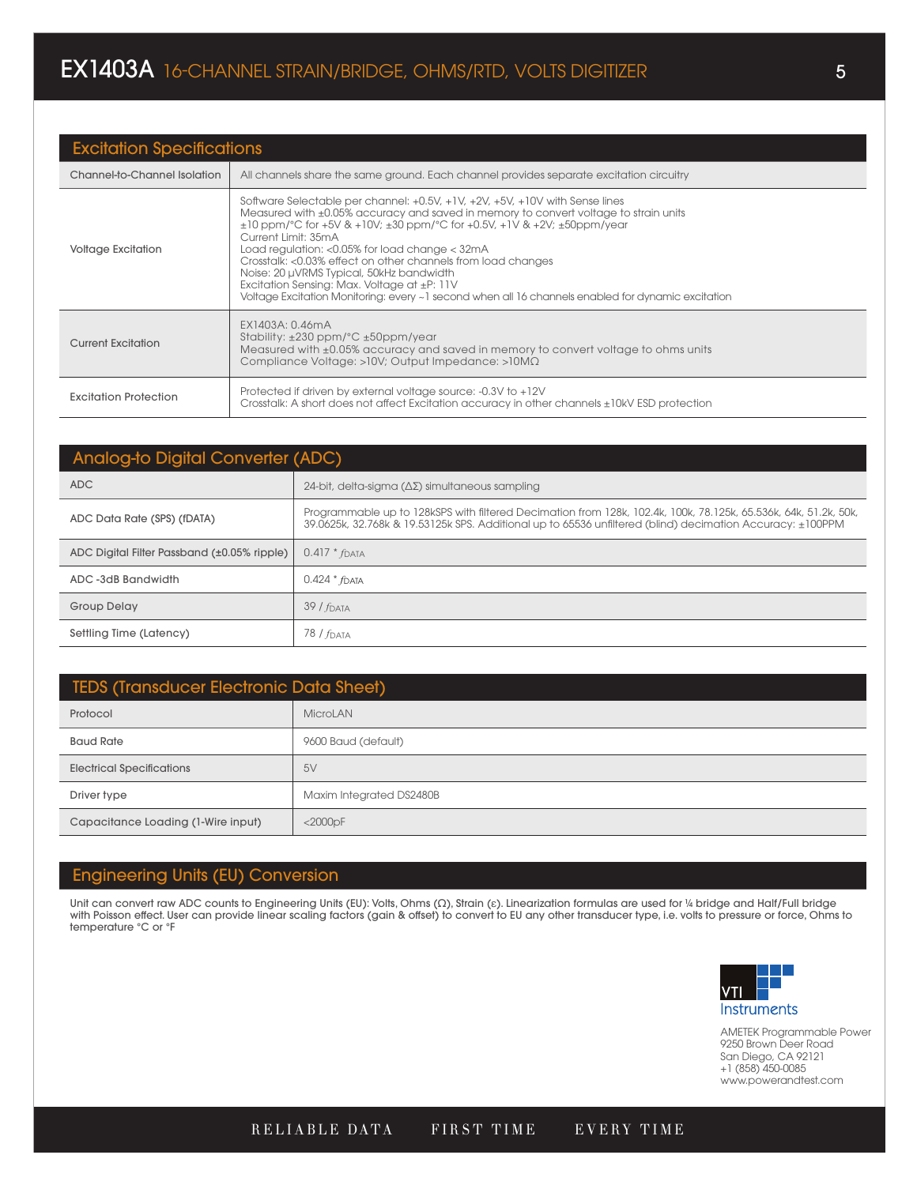## Excitation Specifications

| | |
|---|---|
| Channel-to-Channel Isolation | All channels share the same ground. Each channel provides separate excitation circuitry |
| Voltage Excitation | Software Selectable per channel: +0.5V, +1V, +2V, +5V, +10V with Sense lines<br>Measured with ±0.05% accuracy and saved in memory to convert voltage to strain units<br>±10 ppm/°C for +5V & +10V; ±30 ppm/°C for +0.5V, +1V & +2V; ±50ppm/year<br>Current Limit: 35mA<br>Load regulation: <0.05% for load change < 32mA<br>Crosstalk: <0.03% effect on other channels from load changes<br>Noise: 20 µVRMS Typical, 50kHz bandwidth<br>Excitation Sensing: Max. Voltage at ±P: 11V<br>Voltage Excitation Monitoring: every ~1 second when all 16 channels enabled for dynamic excitation |
| Current Excitation | EX1403A: 0.46mA<br>Stability: ±230 ppm/°C ±50ppm/year<br>Measured with ±0.05% accuracy and saved in memory to convert voltage to ohms units<br>Compliance Voltage: >10V; Output Impedance: >10MΩ |
| Excitation Protection | Protected if driven by external voltage source: -0.3V to +12V<br>Crosstalk: A short does not affect Excitation accuracy in other channels ±10kV ESD protection |

## Analog-to Digital Converter (ADC)

| | |
|---|---|
| ADC | 24-bit, delta-sigma (ΔΣ) simultaneous sampling |
| ADC Data Rate (SPS) (fDATA) | Programmable up to 128kSPS with filtered Decimation from 128k, 102.4k, 100k, 78.125k, 65.536k, 64k, 51.2k, 50k, 39.0625k, 32.768k & 19.53125k SPS. Additional up to 65536 unfiltered (blind) decimation Accuracy: ±100PPM |
| ADC Digital Filter Passband (±0.05% ripple) | 0.417 * $f_{DATA}$ |
| ADC -3dB Bandwidth | 0.424 * $f_{DATA}$ |
| Group Delay | 39 / $f_{DATA}$ |
| Settling Time (Latency) | 78 / $f_{DATA}$ |

## TEDS (Transducer Electronic Data Sheet)

| | |
|---|---|
| Protocol | MicroLAN |
| Baud Rate | 9600 Baud (default) |
| Electrical Specifications | 5V |
| Driver type | Maxim Integrated DS2480B |
| Capacitance Loading (1-Wire input) | <2000pF |

## Engineering Units (EU) Conversion

Unit can convert raw ADC counts to Engineering Units (EU): Volts, Ohms (Ω), Strain (ε). Linearization formulas are used for ¼ bridge and Half/Full bridge with Poisson effect. User can provide linear scaling factors (gain & offset) to convert to EU any other transducer type, i.e. volts to pressure or force, Ohms to temperature °C or °F

VTI Instruments

AMETEK Programmable Power
9250 Brown Deer Road
San Diego, CA 92121
+1 (858) 450-0085
www.powerandtest.com

RELIABLE DATA FIRST TIME EVERY TIME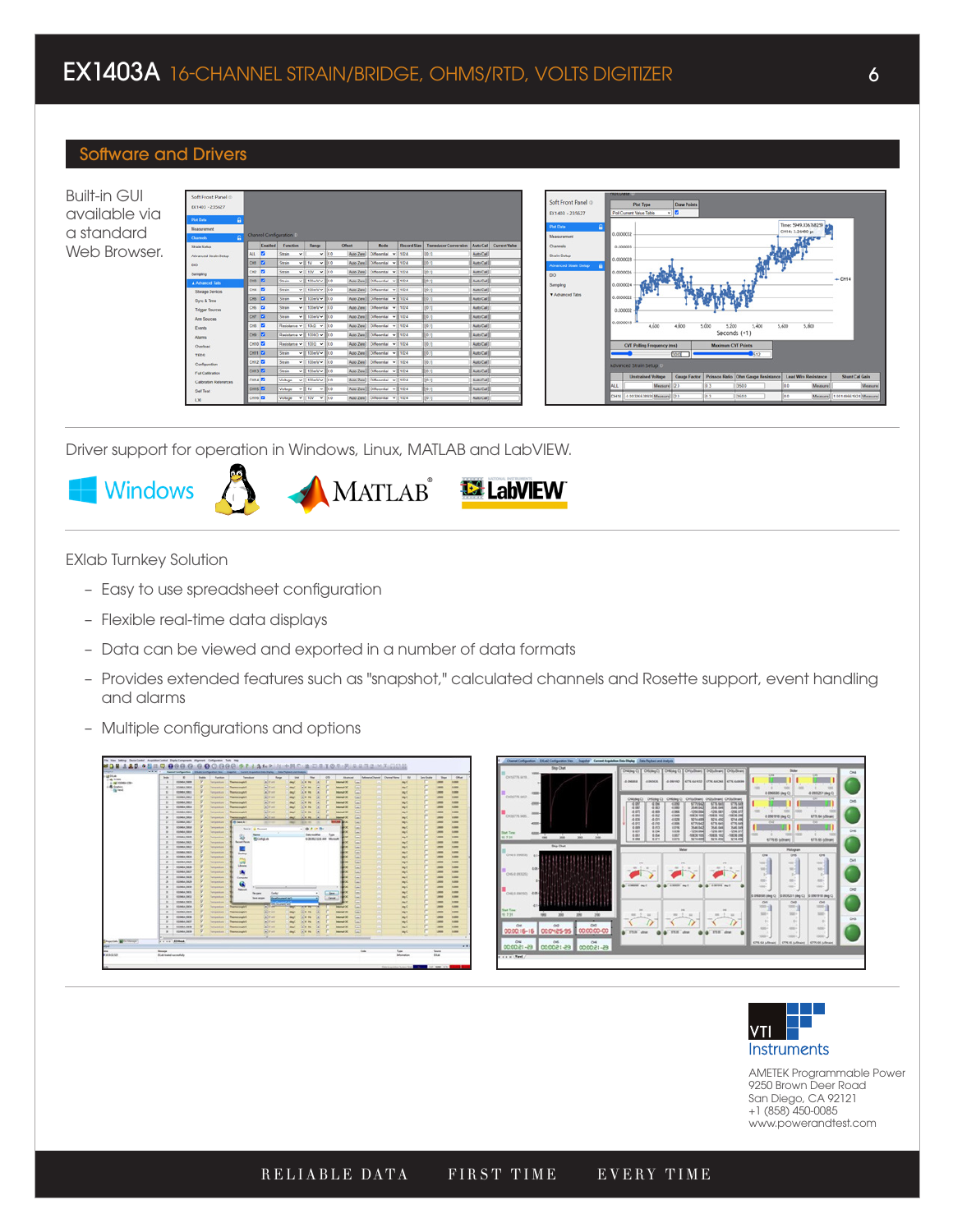## Software and Drivers

Built-in GUI available via a standard Web Browser.

Driver support for operation in Windows, Linux, MATLAB and LabVIEW.

EXlab Turnkey Solution

- Easy to use spreadsheet configuration
- Flexible real-time data displays
- Data can be viewed and exported in a number of data formats
- Provides extended features such as "snapshot," calculated channels and Rosette support, event handling and alarms
- Multiple configurations and options

VTI Instruments

AMETEK Programmable Power
9250 Brown Deer Road
San Diego, CA 92121
+1 (858) 450-0085
www.powerandtest.com

RELIABLE DATA FIRST TIME EVERY TIME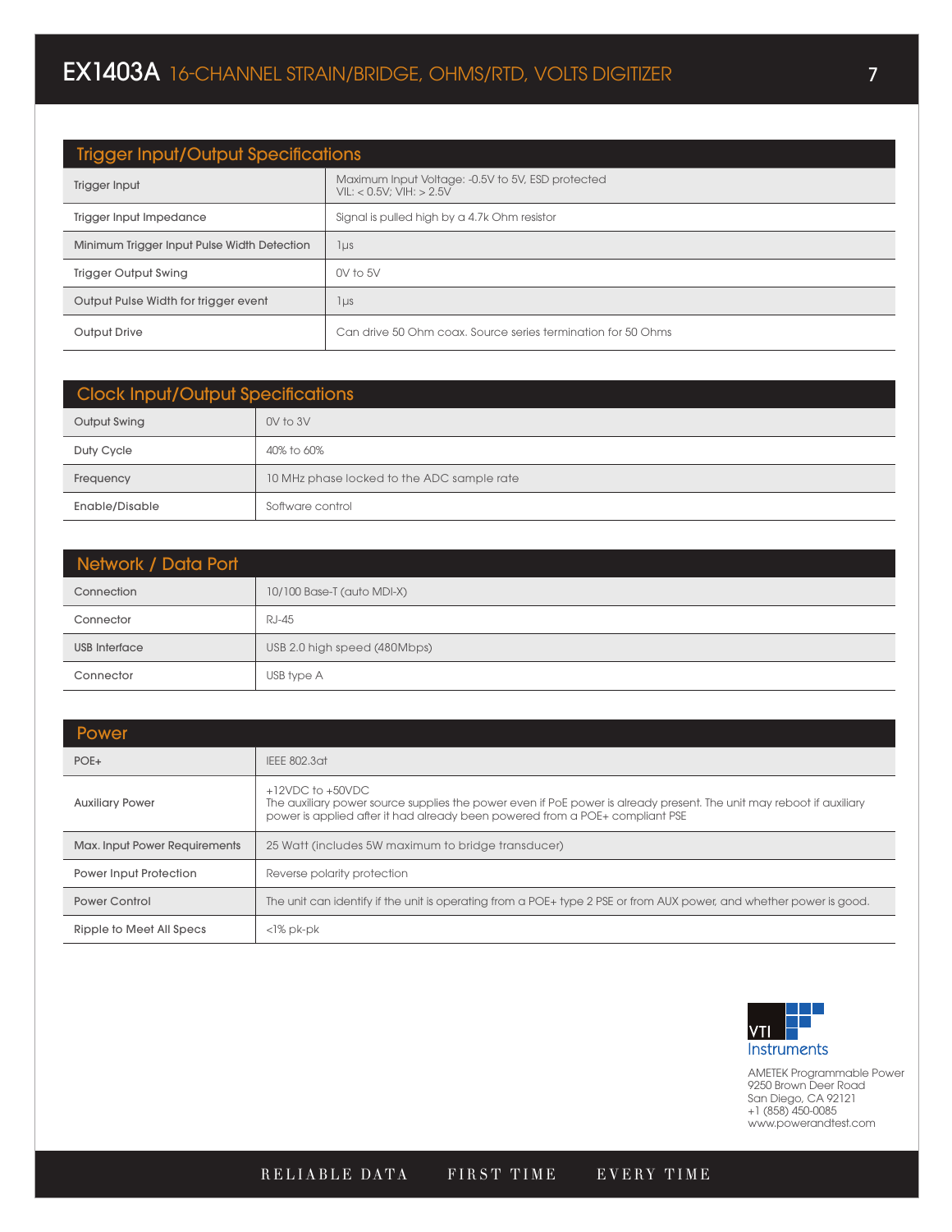## Trigger Input/Output Specifications

| | |
|---|---|
| Trigger Input | Maximum Input Voltage: -0.5V to 5V, ESD protected<br>VIL: < 0.5V; VIH: > 2.5V |
| Trigger Input Impedance | Signal is pulled high by a 4.7k Ohm resistor |
| Minimum Trigger Input Pulse Width Detection | 1µs |
| Trigger Output Swing | 0V to 5V |
| Output Pulse Width for trigger event | 1µs |
| Output Drive | Can drive 50 Ohm coax. Source series termination for 50 Ohms |

## Clock Input/Output Specifications

| | |
|---|---|
| Output Swing | 0V to 3V |
| Duty Cycle | 40% to 60% |
| Frequency | 10 MHz phase locked to the ADC sample rate |
| Enable/Disable | Software control |

## Network / Data Port

| | |
|---|---|
| Connection | 10/100 Base-T (auto MDI-X) |
| Connector | RJ-45 |
| USB Interface | USB 2.0 high speed (480Mbps) |
| Connector | USB type A |

## Power

| | |
|---|---|
| POE+ | IEEE 802.3at |
| Auxiliary Power | +12VDC to +50VDC<br>The auxiliary power source supplies the power even if PoE power is already present. The unit may reboot if auxiliary power is applied after it had already been powered from a POE+ compliant PSE |
| Max. Input Power Requirements | 25 Watt (includes 5W maximum to bridge transducer) |
| Power Input Protection | Reverse polarity protection |
| Power Control | The unit can identify if the unit is operating from a POE+ type 2 PSE or from AUX power, and whether power is good. |
| Ripple to Meet All Specs | <1% pk-pk |

VTI Instruments

AMETEK Programmable Power
9250 Brown Deer Road
San Diego, CA 92121
+1 (858) 450-0085
www.powerandtest.com

RELIABLE DATA FIRST TIME EVERY TIME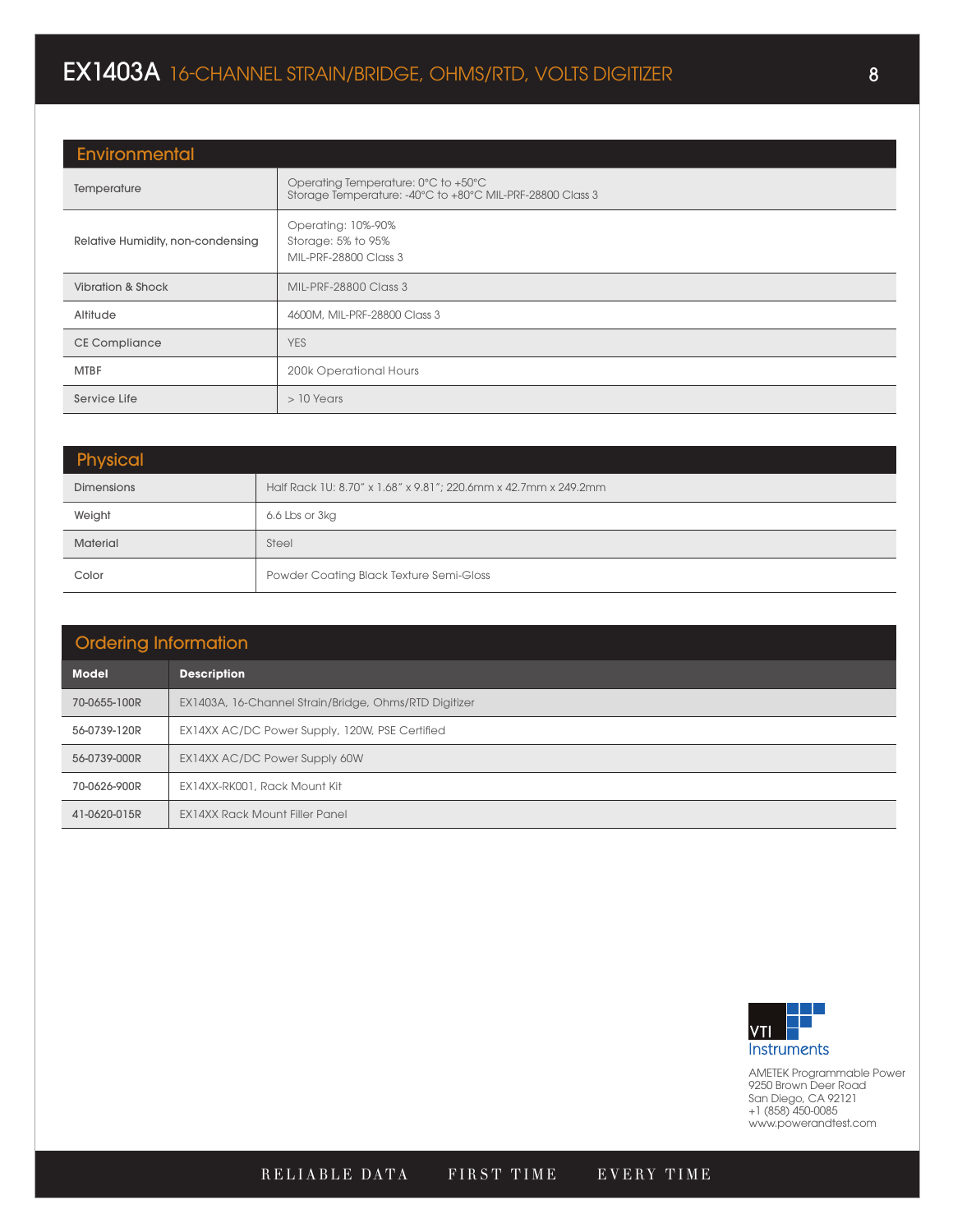## Environmental

| | |
|---|---|
| Temperature | Operating Temperature: 0°C to +50°C<br>Storage Temperature: -40°C to +80°C MIL-PRF-28800 Class 3 |
| Relative Humidity, non-condensing | Operating: 10%-90%<br>Storage: 5% to 95%<br>MIL-PRF-28800 Class 3 |
| Vibration & Shock | MIL-PRF-28800 Class 3 |
| Altitude | 4600M, MIL-PRF-28800 Class 3 |
| CE Compliance | YES |
| MTBF | 200k Operational Hours |
| Service Life | > 10 Years |

## Physical

| | |
|---|---|
| Dimensions | Half Rack 1U: 8.70" x 1.68" x 9.81"; 220.6mm x 42.7mm x 249.2mm |
| Weight | 6.6 Lbs or 3kg |
| Material | Steel |
| Color | Powder Coating Black Texture Semi-Gloss |

## Ordering Information

| Model | Description |
|---|---|
| 70-0655-100R | EX1403A, 16-Channel Strain/Bridge, Ohms/RTD Digitizer |
| 56-0739-120R | EX14XX AC/DC Power Supply, 120W, PSE Certified |
| 56-0739-000R | EX14XX AC/DC Power Supply 60W |
| 70-0626-900R | EX14XX-RK001, Rack Mount Kit |
| 41-0620-015R | EX14XX Rack Mount Filler Panel |

VTI Instruments

AMETEK Programmable Power
9250 Brown Deer Road
San Diego, CA 92121
+1 (858) 450-0085
www.powerandtest.com

RELIABLE DATA FIRST TIME EVERY TIME